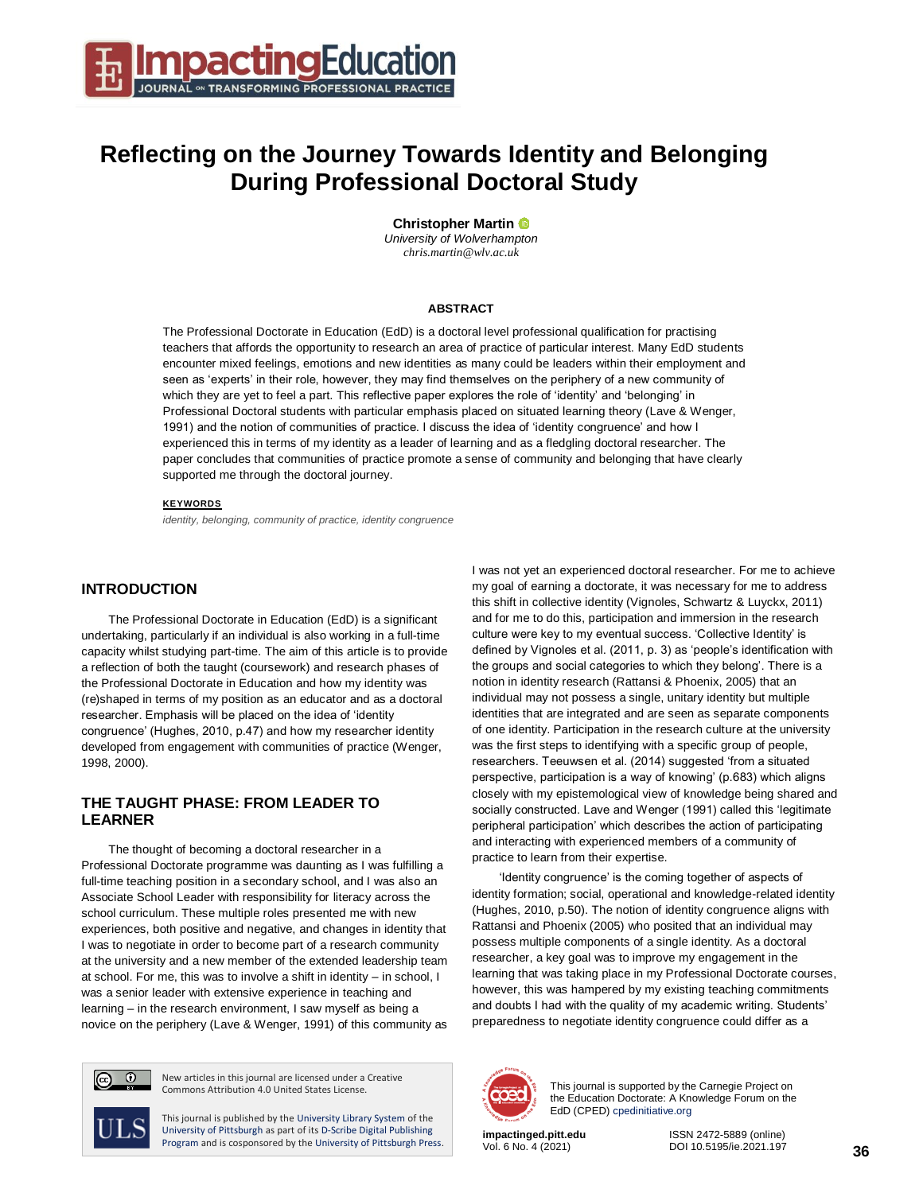# Reflecting on the Journey Towards Identity and Belonging During Professional Doctoral Study

**Christopher Martin**
*University of Wolverhampton*
*chris.martin@wlv.ac.uk*

## ABSTRACT

The Professional Doctorate in Education (EdD) is a doctoral level professional qualification for practising teachers that affords the opportunity to research an area of practice of particular interest. Many EdD students encounter mixed feelings, emotions and new identities as many could be leaders within their employment and seen as 'experts' in their role, however, they may find themselves on the periphery of a new community of which they are yet to feel a part. This reflective paper explores the role of 'identity' and 'belonging' in Professional Doctoral students with particular emphasis placed on situated learning theory (Lave & Wenger, 1991) and the notion of communities of practice. I discuss the idea of 'identity congruence' and how I experienced this in terms of my identity as a leader of learning and as a fledgling doctoral researcher. The paper concludes that communities of practice promote a sense of community and belonging that have clearly supported me through the doctoral journey.

**KEYWORDS**

*identity, belonging, community of practice, identity congruence*

## INTRODUCTION

The Professional Doctorate in Education (EdD) is a significant undertaking, particularly if an individual is also working in a full-time capacity whilst studying part-time. The aim of this article is to provide a reflection of both the taught (coursework) and research phases of the Professional Doctorate in Education and how my identity was (re)shaped in terms of my position as an educator and as a doctoral researcher. Emphasis will be placed on the idea of 'identity congruence' (Hughes, 2010, p.47) and how my researcher identity developed from engagement with communities of practice (Wenger, 1998, 2000).

## THE TAUGHT PHASE: FROM LEADER TO LEARNER

The thought of becoming a doctoral researcher in a Professional Doctorate programme was daunting as I was fulfilling a full-time teaching position in a secondary school, and I was also an Associate School Leader with responsibility for literacy across the school curriculum. These multiple roles presented me with new experiences, both positive and negative, and changes in identity that I was to negotiate in order to become part of a research community at the university and a new member of the extended leadership team at school. For me, this was to involve a shift in identity – in school, I was a senior leader with extensive experience in teaching and learning – in the research environment, I saw myself as being a novice on the periphery (Lave & Wenger, 1991) of this community as I was not yet an experienced doctoral researcher. For me to achieve my goal of earning a doctorate, it was necessary for me to address this shift in collective identity (Vignoles, Schwartz & Luyckx, 2011) and for me to do this, participation and immersion in the research culture were key to my eventual success. 'Collective Identity' is defined by Vignoles et al. (2011, p. 3) as 'people's identification with the groups and social categories to which they belong'. There is a notion in identity research (Rattansi & Phoenix, 2005) that an individual may not possess a single, unitary identity but multiple identities that are integrated and are seen as separate components of one identity. Participation in the research culture at the university was the first steps to identifying with a specific group of people, researchers. Teeuwsen et al. (2014) suggested 'from a situated perspective, participation is a way of knowing' (p.683) which aligns closely with my epistemological view of knowledge being shared and socially constructed. Lave and Wenger (1991) called this 'legitimate peripheral participation' which describes the action of participating and interacting with experienced members of a community of practice to learn from their expertise.

'Identity congruence' is the coming together of aspects of identity formation; social, operational and knowledge-related identity (Hughes, 2010, p.50). The notion of identity congruence aligns with Rattansi and Phoenix (2005) who posited that an individual may possess multiple components of a single identity. As a doctoral researcher, a key goal was to improve my engagement in the learning that was taking place in my Professional Doctorate courses, however, this was hampered by my existing teaching commitments and doubts I had with the quality of my academic writing. Students' preparedness to negotiate identity congruence could differ as a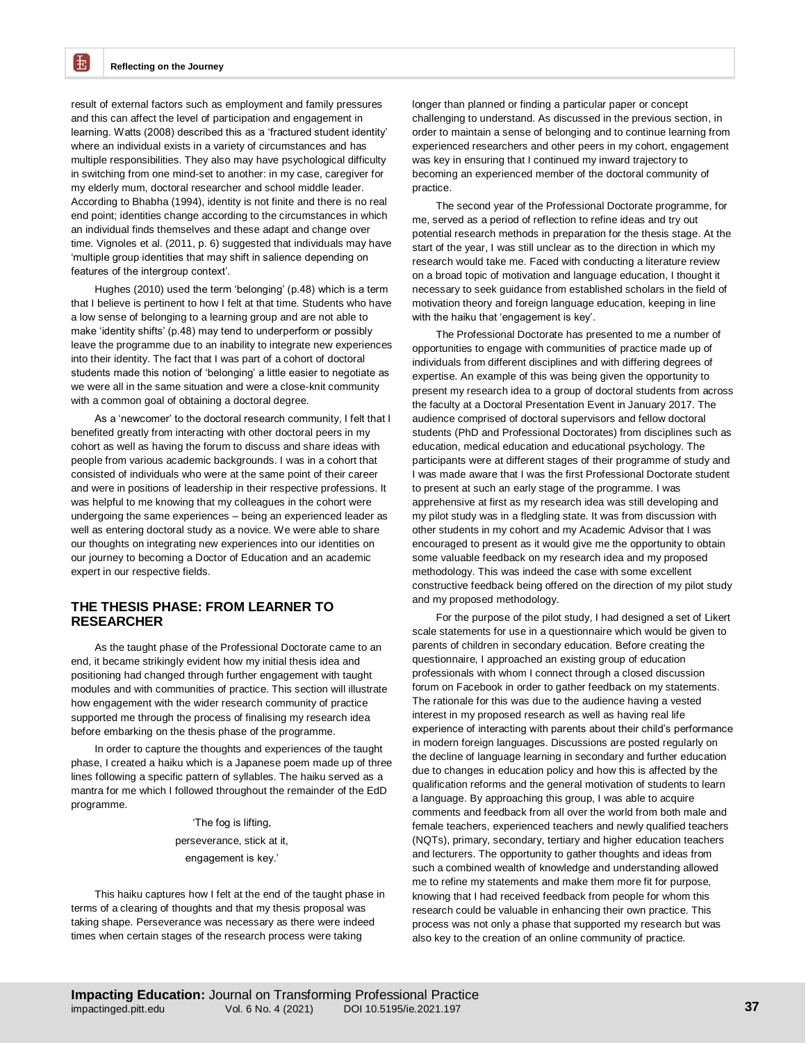result of external factors such as employment and family pressures and this can affect the level of participation and engagement in learning. Watts (2008) described this as a 'fractured student identity' where an individual exists in a variety of circumstances and has multiple responsibilities. They also may have psychological difficulty in switching from one mind-set to another: in my case, caregiver for my elderly mum, doctoral researcher and school middle leader. According to Bhabha (1994), identity is not finite and there is no real end point; identities change according to the circumstances in which an individual finds themselves and these adapt and change over time. Vignoles et al. (2011, p. 6) suggested that individuals may have 'multiple group identities that may shift in salience depending on features of the intergroup context'.

Hughes (2010) used the term 'belonging' (p.48) which is a term that I believe is pertinent to how I felt at that time. Students who have a low sense of belonging to a learning group and are not able to make 'identity shifts' (p.48) may tend to underperform or possibly leave the programme due to an inability to integrate new experiences into their identity. The fact that I was part of a cohort of doctoral students made this notion of 'belonging' a little easier to negotiate as we were all in the same situation and were a close-knit community with a common goal of obtaining a doctoral degree.

As a 'newcomer' to the doctoral research community, I felt that I benefited greatly from interacting with other doctoral peers in my cohort as well as having the forum to discuss and share ideas with people from various academic backgrounds. I was in a cohort that consisted of individuals who were at the same point of their career and were in positions of leadership in their respective professions. It was helpful to me knowing that my colleagues in the cohort were undergoing the same experiences – being an experienced leader as well as entering doctoral study as a novice. We were able to share our thoughts on integrating new experiences into our identities on our journey to becoming a Doctor of Education and an academic expert in our respective fields.

## THE THESIS PHASE: FROM LEARNER TO RESEARCHER

As the taught phase of the Professional Doctorate came to an end, it became strikingly evident how my initial thesis idea and positioning had changed through further engagement with taught modules and with communities of practice. This section will illustrate how engagement with the wider research community of practice supported me through the process of finalising my research idea before embarking on the thesis phase of the programme.

In order to capture the thoughts and experiences of the taught phase, I created a haiku which is a Japanese poem made up of three lines following a specific pattern of syllables. The haiku served as a mantra for me which I followed throughout the remainder of the EdD programme.

'The fog is lifting,  
perseverance, stick at it,  
engagement is key.'

This haiku captures how I felt at the end of the taught phase in terms of a clearing of thoughts and that my thesis proposal was taking shape. Perseverance was necessary as there were indeed times when certain stages of the research process were taking longer than planned or finding a particular paper or concept challenging to understand. As discussed in the previous section, in order to maintain a sense of belonging and to continue learning from experienced researchers and other peers in my cohort, engagement was key in ensuring that I continued my inward trajectory to becoming an experienced member of the doctoral community of practice.

The second year of the Professional Doctorate programme, for me, served as a period of reflection to refine ideas and try out potential research methods in preparation for the thesis stage. At the start of the year, I was still unclear as to the direction in which my research would take me. Faced with conducting a literature review on a broad topic of motivation and language education, I thought it necessary to seek guidance from established scholars in the field of motivation theory and foreign language education, keeping in line with the haiku that 'engagement is key'.

The Professional Doctorate has presented to me a number of opportunities to engage with communities of practice made up of individuals from different disciplines and with differing degrees of expertise. An example of this was being given the opportunity to present my research idea to a group of doctoral students from across the faculty at a Doctoral Presentation Event in January 2017. The audience comprised of doctoral supervisors and fellow doctoral students (PhD and Professional Doctorates) from disciplines such as education, medical education and educational psychology. The participants were at different stages of their programme of study and I was made aware that I was the first Professional Doctorate student to present at such an early stage of the programme. I was apprehensive at first as my research idea was still developing and my pilot study was in a fledgling state. It was from discussion with other students in my cohort and my Academic Advisor that I was encouraged to present as it would give me the opportunity to obtain some valuable feedback on my research idea and my proposed methodology. This was indeed the case with some excellent constructive feedback being offered on the direction of my pilot study and my proposed methodology.

For the purpose of the pilot study, I had designed a set of Likert scale statements for use in a questionnaire which would be given to parents of children in secondary education. Before creating the questionnaire, I approached an existing group of education professionals with whom I connect through a closed discussion forum on Facebook in order to gather feedback on my statements. The rationale for this was due to the audience having a vested interest in my proposed research as well as having real life experience of interacting with parents about their child's performance in modern foreign languages. Discussions are posted regularly on the decline of language learning in secondary and further education due to changes in education policy and how this is affected by the qualification reforms and the general motivation of students to learn a language. By approaching this group, I was able to acquire comments and feedback from all over the world from both male and female teachers, experienced teachers and newly qualified teachers (NQTs), primary, secondary, tertiary and higher education teachers and lecturers. The opportunity to gather thoughts and ideas from such a combined wealth of knowledge and understanding allowed me to refine my statements and make them more fit for purpose, knowing that I had received feedback from people for whom this research could be valuable in enhancing their own practice. This process was not only a phase that supported my research but was also key to the creation of an online community of practice.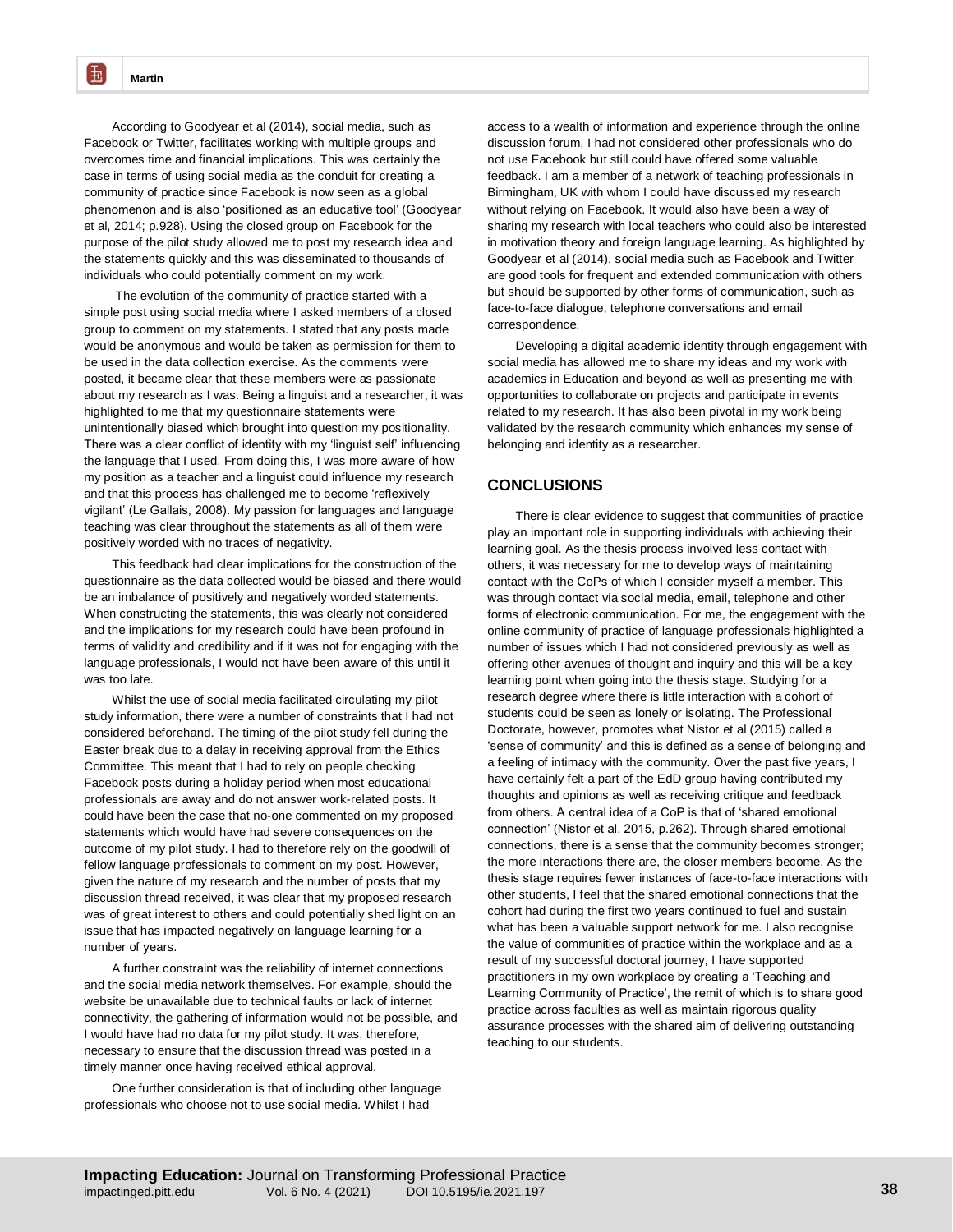According to Goodyear et al (2014), social media, such as Facebook or Twitter, facilitates working with multiple groups and overcomes time and financial implications. This was certainly the case in terms of using social media as the conduit for creating a community of practice since Facebook is now seen as a global phenomenon and is also 'positioned as an educative tool' (Goodyear et al, 2014; p.928). Using the closed group on Facebook for the purpose of the pilot study allowed me to post my research idea and the statements quickly and this was disseminated to thousands of individuals who could potentially comment on my work.

The evolution of the community of practice started with a simple post using social media where I asked members of a closed group to comment on my statements. I stated that any posts made would be anonymous and would be taken as permission for them to be used in the data collection exercise. As the comments were posted, it became clear that these members were as passionate about my research as I was. Being a linguist and a researcher, it was highlighted to me that my questionnaire statements were unintentionally biased which brought into question my positionality. There was a clear conflict of identity with my 'linguist self' influencing the language that I used. From doing this, I was more aware of how my position as a teacher and a linguist could influence my research and that this process has challenged me to become 'reflexively vigilant' (Le Gallais, 2008). My passion for languages and language teaching was clear throughout the statements as all of them were positively worded with no traces of negativity.

This feedback had clear implications for the construction of the questionnaire as the data collected would be biased and there would be an imbalance of positively and negatively worded statements. When constructing the statements, this was clearly not considered and the implications for my research could have been profound in terms of validity and credibility and if it was not for engaging with the language professionals, I would not have been aware of this until it was too late.

Whilst the use of social media facilitated circulating my pilot study information, there were a number of constraints that I had not considered beforehand. The timing of the pilot study fell during the Easter break due to a delay in receiving approval from the Ethics Committee. This meant that I had to rely on people checking Facebook posts during a holiday period when most educational professionals are away and do not answer work-related posts. It could have been the case that no-one commented on my proposed statements which would have had severe consequences on the outcome of my pilot study. I had to therefore rely on the goodwill of fellow language professionals to comment on my post. However, given the nature of my research and the number of posts that my discussion thread received, it was clear that my proposed research was of great interest to others and could potentially shed light on an issue that has impacted negatively on language learning for a number of years.

A further constraint was the reliability of internet connections and the social media network themselves. For example, should the website be unavailable due to technical faults or lack of internet connectivity, the gathering of information would not be possible, and I would have had no data for my pilot study. It was, therefore, necessary to ensure that the discussion thread was posted in a timely manner once having received ethical approval.

One further consideration is that of including other language professionals who choose not to use social media. Whilst I had access to a wealth of information and experience through the online discussion forum, I had not considered other professionals who do not use Facebook but still could have offered some valuable feedback. I am a member of a network of teaching professionals in Birmingham, UK with whom I could have discussed my research without relying on Facebook. It would also have been a way of sharing my research with local teachers who could also be interested in motivation theory and foreign language learning. As highlighted by Goodyear et al (2014), social media such as Facebook and Twitter are good tools for frequent and extended communication with others but should be supported by other forms of communication, such as face-to-face dialogue, telephone conversations and email correspondence.

Developing a digital academic identity through engagement with social media has allowed me to share my ideas and my work with academics in Education and beyond as well as presenting me with opportunities to collaborate on projects and participate in events related to my research. It has also been pivotal in my work being validated by the research community which enhances my sense of belonging and identity as a researcher.

## CONCLUSIONS

There is clear evidence to suggest that communities of practice play an important role in supporting individuals with achieving their learning goal. As the thesis process involved less contact with others, it was necessary for me to develop ways of maintaining contact with the CoPs of which I consider myself a member. This was through contact via social media, email, telephone and other forms of electronic communication. For me, the engagement with the online community of practice of language professionals highlighted a number of issues which I had not considered previously as well as offering other avenues of thought and inquiry and this will be a key learning point when going into the thesis stage. Studying for a research degree where there is little interaction with a cohort of students could be seen as lonely or isolating. The Professional Doctorate, however, promotes what Nistor et al (2015) called a 'sense of community' and this is defined as a sense of belonging and a feeling of intimacy with the community. Over the past five years, I have certainly felt a part of the EdD group having contributed my thoughts and opinions as well as receiving critique and feedback from others. A central idea of a CoP is that of 'shared emotional connection' (Nistor et al, 2015, p.262). Through shared emotional connections, there is a sense that the community becomes stronger; the more interactions there are, the closer members become. As the thesis stage requires fewer instances of face-to-face interactions with other students, I feel that the shared emotional connections that the cohort had during the first two years continued to fuel and sustain what has been a valuable support network for me. I also recognise the value of communities of practice within the workplace and as a result of my successful doctoral journey, I have supported practitioners in my own workplace by creating a 'Teaching and Learning Community of Practice', the remit of which is to share good practice across faculties as well as maintain rigorous quality assurance processes with the shared aim of delivering outstanding teaching to our students.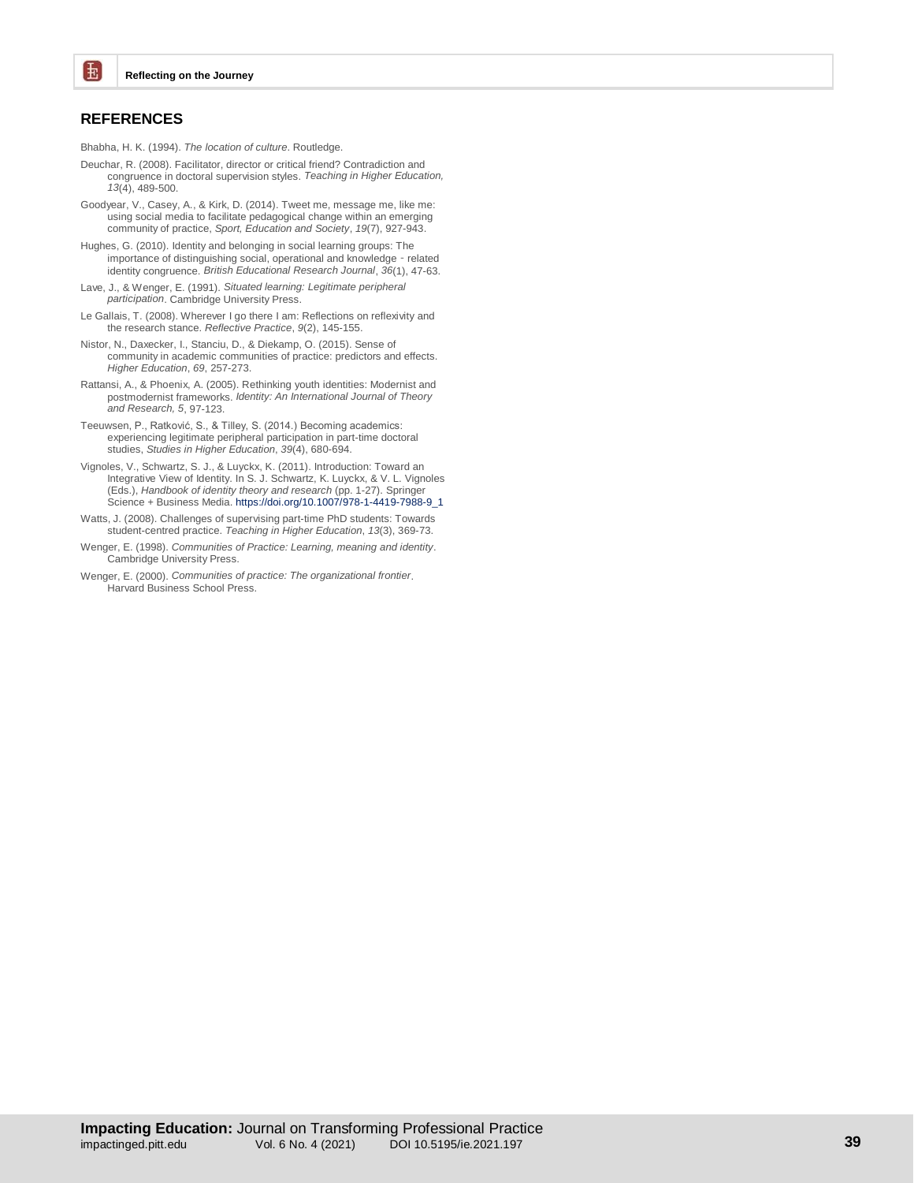## REFERENCES

Bhabha, H. K. (1994). *The location of culture*. Routledge.

Deuchar, R. (2008). Facilitator, director or critical friend? Contradiction and congruence in doctoral supervision styles. *Teaching in Higher Education, 13*(4), 489-500.

Goodyear, V., Casey, A., & Kirk, D. (2014). Tweet me, message me, like me: using social media to facilitate pedagogical change within an emerging community of practice, *Sport, Education and Society*, *19*(7), 927-943.

Hughes, G. (2010). Identity and belonging in social learning groups: The importance of distinguishing social, operational and knowledge‐related identity congruence. *British Educational Research Journal*, *36*(1), 47-63.

Lave, J., & Wenger, E. (1991). *Situated learning: Legitimate peripheral participation*. Cambridge University Press.

Le Gallais, T. (2008). Wherever I go there I am: Reflections on reflexivity and the research stance. *Reflective Practice*, *9*(2), 145-155.

Nistor, N., Daxecker, I., Stanciu, D., & Diekamp, O. (2015). Sense of community in academic communities of practice: predictors and effects. *Higher Education*, *69*, 257-273.

Rattansi, A., & Phoenix, A. (2005). Rethinking youth identities: Modernist and postmodernist frameworks. *Identity: An International Journal of Theory and Research, 5*, 97-123.

Teeuwsen, P., Ratković, S., & Tilley, S. (2014.) Becoming academics: experiencing legitimate peripheral participation in part-time doctoral studies, *Studies in Higher Education*, *39*(4), 680-694.

Vignoles, V., Schwartz, S. J., & Luyckx, K. (2011). Introduction: Toward an Integrative View of Identity. In S. J. Schwartz, K. Luyckx, & V. L. Vignoles (Eds.), *Handbook of identity theory and research* (pp. 1-27). Springer Science + Business Media. https://doi.org/10.1007/978-1-4419-7988-9_1

Watts, J. (2008). Challenges of supervising part-time PhD students: Towards student-centred practice. *Teaching in Higher Education*, *13*(3), 369-73.

Wenger, E. (1998). *Communities of Practice: Learning, meaning and identity*. Cambridge University Press.

Wenger, E. (2000). *Communities of practice: The organizational frontier*. Harvard Business School Press.